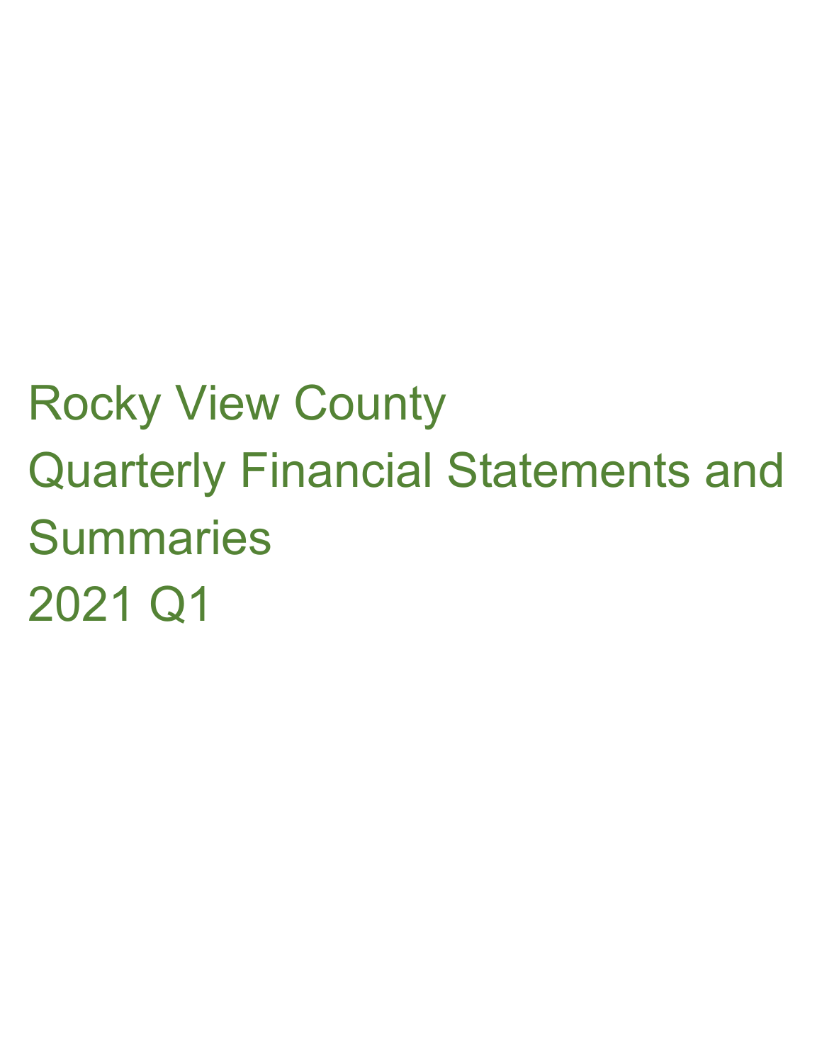# Rocky View County

# Quarterly Financial Statements and Summaries

# 2021 Q1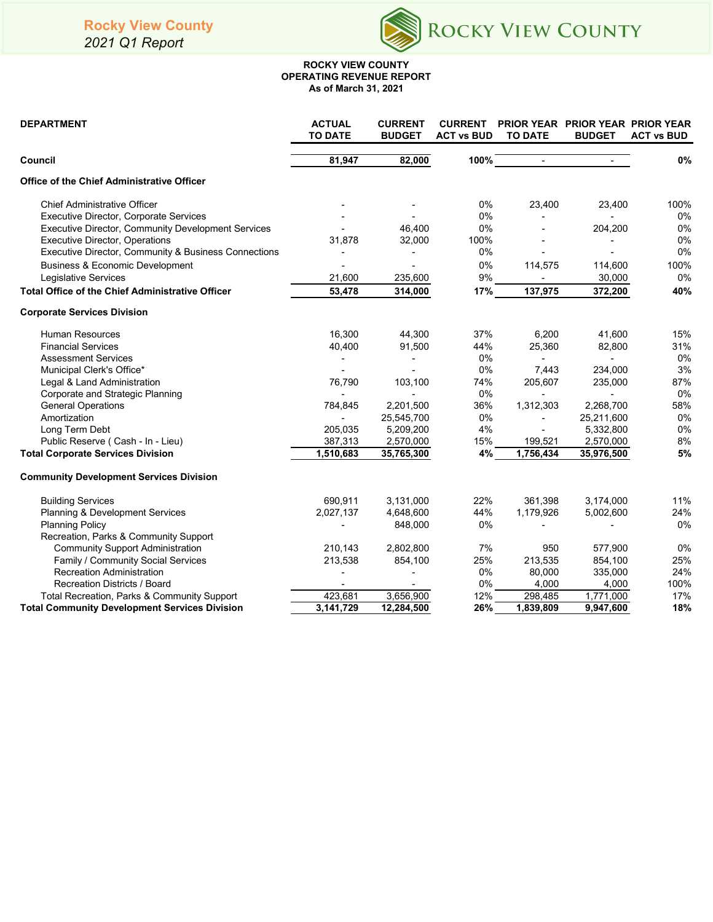## ROCKY VIEW COUNTY
## OPERATING REVENUE REPORT
### As of March 31, 2021

| DEPARTMENT | ACTUAL TO DATE | CURRENT BUDGET | CURRENT ACT vs BUD | PRIOR YEAR TO DATE | PRIOR YEAR BUDGET | PRIOR YEAR ACT vs BUD |
|---|---|---|---|---|---|---|
| **Council** | **81,947** | **82,000** | **100%** | **-** | **-** | **0%** |
| **Office of the Chief Administrative Officer** | | | | | | |
| Chief Administrative Officer | - | - | 0% | 23,400 | 23,400 | 100% |
| Executive Director, Corporate Services | - | - | 0% | - | - | 0% |
| Executive Director, Community Development Services | - | 46,400 | 0% | - | 204,200 | 0% |
| Executive Director, Operations | 31,878 | 32,000 | 100% | - | - | 0% |
| Executive Director, Community & Business Connections | - | - | 0% | - | - | 0% |
| Business & Economic Development | - | - | 0% | 114,575 | 114,600 | 100% |
| Legislative Services | 21,600 | 235,600 | 9% | - | 30,000 | 0% |
| **Total Office of the Chief Administrative Officer** | **53,478** | **314,000** | **17%** | **137,975** | **372,200** | **40%** |
| **Corporate Services Division** | | | | | | |
| Human Resources | 16,300 | 44,300 | 37% | 6,200 | 41,600 | 15% |
| Financial Services | 40,400 | 91,500 | 44% | 25,360 | 82,800 | 31% |
| Assessment Services | - | - | 0% | - | - | 0% |
| Municipal Clerk's Office* | - | - | 0% | 7,443 | 234,000 | 3% |
| Legal & Land Administration | 76,790 | 103,100 | 74% | 205,607 | 235,000 | 87% |
| Corporate and Strategic Planning | - | - | 0% | - | - | 0% |
| General Operations | 784,845 | 2,201,500 | 36% | 1,312,303 | 2,268,700 | 58% |
| Amortization | - | 25,545,700 | 0% | - | 25,211,600 | 0% |
| Long Term Debt | 205,035 | 5,209,200 | 4% | - | 5,332,800 | 0% |
| Public Reserve ( Cash - In - Lieu) | 387,313 | 2,570,000 | 15% | 199,521 | 2,570,000 | 8% |
| **Total Corporate Services Division** | **1,510,683** | **35,765,300** | **4%** | **1,756,434** | **35,976,500** | **5%** |
| **Community Development Services Division** | | | | | | |
| Building Services | 690,911 | 3,131,000 | 22% | 361,398 | 3,174,000 | 11% |
| Planning & Development Services | 2,027,137 | 4,648,600 | 44% | 1,179,926 | 5,002,600 | 24% |
| Planning Policy | - | 848,000 | 0% | - | - | 0% |
| Recreation, Parks & Community Support | | | | | | |
| Community Support Administration | 210,143 | 2,802,800 | 7% | 950 | 577,900 | 0% |
| Family / Community Social Services | 213,538 | 854,100 | 25% | 213,535 | 854,100 | 25% |
| Recreation Administration | - | - | 0% | 80,000 | 335,000 | 24% |
| Recreation Districts / Board | - | - | 0% | 4,000 | 4,000 | 100% |
| Total Recreation, Parks & Community Support | 423,681 | 3,656,900 | 12% | 298,485 | 1,771,000 | 17% |
| **Total Community Development Services Division** | **3,141,729** | **12,284,500** | **26%** | **1,839,809** | **9,947,600** | **18%** |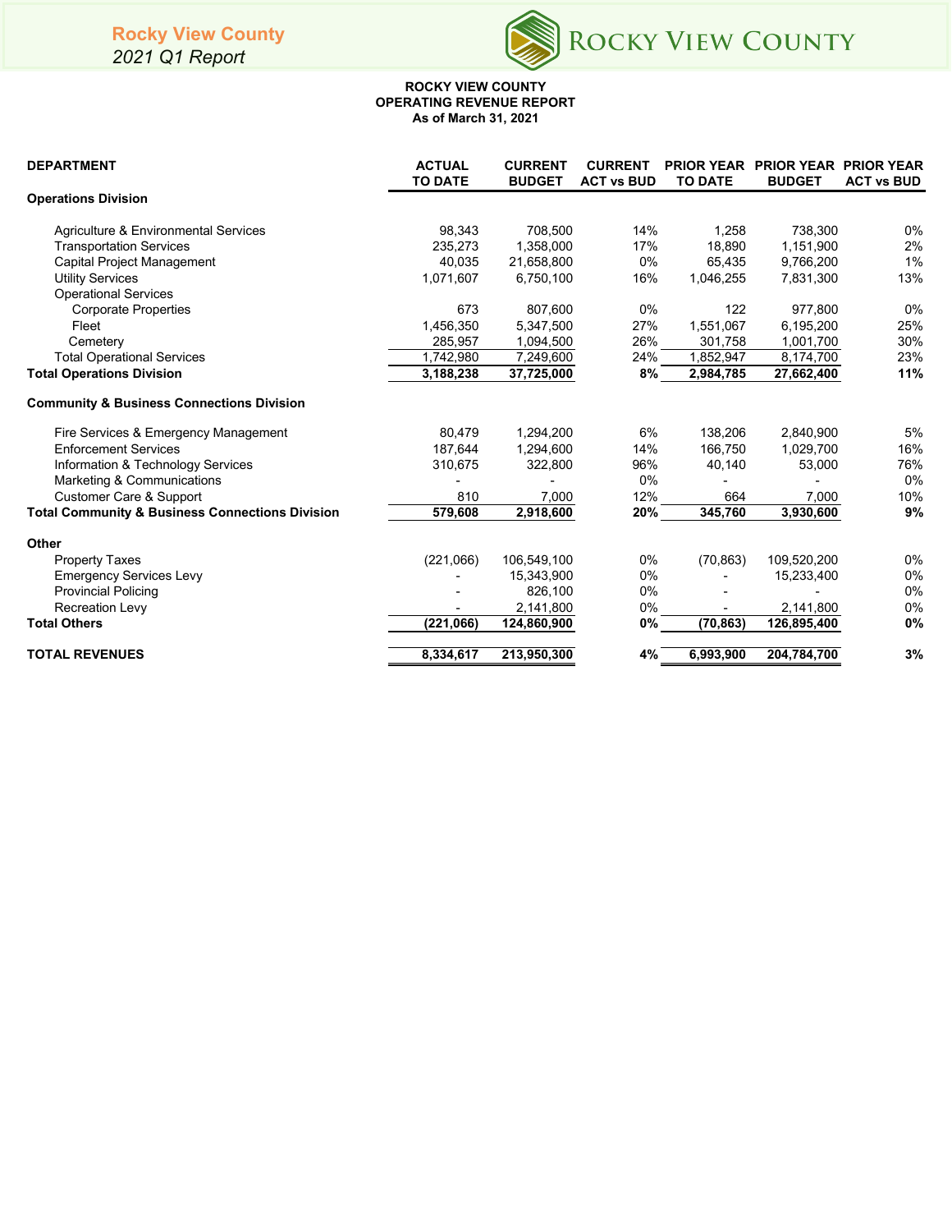# ROCKY VIEW COUNTY
## OPERATING REVENUE REPORT
### As of March 31, 2021

| DEPARTMENT | ACTUAL TO DATE | CURRENT BUDGET | CURRENT ACT vs BUD | PRIOR YEAR TO DATE | PRIOR YEAR BUDGET | PRIOR YEAR ACT vs BUD |
|---|---|---|---|---|---|---|
| **Operations Division** | | | | | | |
| Agriculture & Environmental Services | 98,343 | 708,500 | 14% | 1,258 | 738,300 | 0% |
| Transportation Services | 235,273 | 1,358,000 | 17% | 18,890 | 1,151,900 | 2% |
| Capital Project Management | 40,035 | 21,658,800 | 0% | 65,435 | 9,766,200 | 1% |
| Utility Services | 1,071,607 | 6,750,100 | 16% | 1,046,255 | 7,831,300 | 13% |
| Operational Services | | | | | | |
| Corporate Properties | 673 | 807,600 | 0% | 122 | 977,800 | 0% |
| Fleet | 1,456,350 | 5,347,500 | 27% | 1,551,067 | 6,195,200 | 25% |
| Cemetery | 285,957 | 1,094,500 | 26% | 301,758 | 1,001,700 | 30% |
| Total Operational Services | 1,742,980 | 7,249,600 | 24% | 1,852,947 | 8,174,700 | 23% |
| **Total Operations Division** | **3,188,238** | **37,725,000** | **8%** | **2,984,785** | **27,662,400** | **11%** |
| **Community & Business Connections Division** | | | | | | |
| Fire Services & Emergency Management | 80,479 | 1,294,200 | 6% | 138,206 | 2,840,900 | 5% |
| Enforcement Services | 187,644 | 1,294,600 | 14% | 166,750 | 1,029,700 | 16% |
| Information & Technology Services | 310,675 | 322,800 | 96% | 40,140 | 53,000 | 76% |
| Marketing & Communications | - | - | 0% | - | - | 0% |
| Customer Care & Support | 810 | 7,000 | 12% | 664 | 7,000 | 10% |
| **Total Community & Business Connections Division** | **579,608** | **2,918,600** | **20%** | **345,760** | **3,930,600** | **9%** |
| **Other** | | | | | | |
| Property Taxes | (221,066) | 106,549,100 | 0% | (70,863) | 109,520,200 | 0% |
| Emergency Services Levy | - | 15,343,900 | 0% | - | 15,233,400 | 0% |
| Provincial Policing | - | 826,100 | 0% | - | - | 0% |
| Recreation Levy | - | 2,141,800 | 0% | - | 2,141,800 | 0% |
| **Total Others** | **(221,066)** | **124,860,900** | **0%** | **(70,863)** | **126,895,400** | **0%** |
| **TOTAL REVENUES** | **8,334,617** | **213,950,300** | **4%** | **6,993,900** | **204,784,700** | **3%** |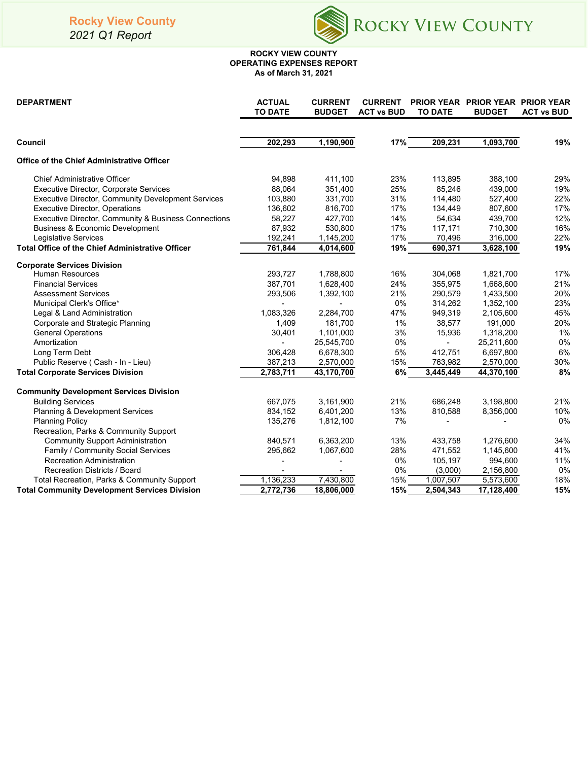Rocky View County
*2021 Q1 Report*

**ROCKY VIEW COUNTY**
**OPERATING EXPENSES REPORT**
**As of March 31, 2021**

| DEPARTMENT | ACTUAL TO DATE | CURRENT BUDGET | CURRENT ACT vs BUD | PRIOR YEAR TO DATE | PRIOR YEAR BUDGET | PRIOR YEAR ACT vs BUD |
|---|---|---|---|---|---|---|
| **Council** | **202,293** | **1,190,900** | **17%** | **209,231** | **1,093,700** | **19%** |
| **Office of the Chief Administrative Officer** | | | | | | |
| Chief Administrative Officer | 94,898 | 411,100 | 23% | 113,895 | 388,100 | 29% |
| Executive Director, Corporate Services | 88,064 | 351,400 | 25% | 85,246 | 439,000 | 19% |
| Executive Director, Community Development Services | 103,880 | 331,700 | 31% | 114,480 | 527,400 | 22% |
| Executive Director, Operations | 136,602 | 816,700 | 17% | 134,449 | 807,600 | 17% |
| Executive Director, Community & Business Connections | 58,227 | 427,700 | 14% | 54,634 | 439,700 | 12% |
| Business & Economic Development | 87,932 | 530,800 | 17% | 117,171 | 710,300 | 16% |
| Legislative Services | 192,241 | 1,145,200 | 17% | 70,496 | 316,000 | 22% |
| **Total Office of the Chief Administrative Officer** | **761,844** | **4,014,600** | **19%** | **690,371** | **3,628,100** | **19%** |
| **Corporate Services Division** | | | | | | |
| Human Resources | 293,727 | 1,788,800 | 16% | 304,068 | 1,821,700 | 17% |
| Financial Services | 387,701 | 1,628,400 | 24% | 355,975 | 1,668,600 | 21% |
| Assessment Services | 293,506 | 1,392,100 | 21% | 290,579 | 1,433,500 | 20% |
| Municipal Clerk's Office* | - | - | 0% | 314,262 | 1,352,100 | 23% |
| Legal & Land Administration | 1,083,326 | 2,284,700 | 47% | 949,319 | 2,105,600 | 45% |
| Corporate and Strategic Planning | 1,409 | 181,700 | 1% | 38,577 | 191,000 | 20% |
| General Operations | 30,401 | 1,101,000 | 3% | 15,936 | 1,318,200 | 1% |
| Amortization | - | 25,545,700 | 0% | - | 25,211,600 | 0% |
| Long Term Debt | 306,428 | 6,678,300 | 5% | 412,751 | 6,697,800 | 6% |
| Public Reserve ( Cash - In - Lieu) | 387,213 | 2,570,000 | 15% | 763,982 | 2,570,000 | 30% |
| **Total Corporate Services Division** | **2,783,711** | **43,170,700** | **6%** | **3,445,449** | **44,370,100** | **8%** |
| **Community Development Services Division** | | | | | | |
| Building Services | 667,075 | 3,161,900 | 21% | 686,248 | 3,198,800 | 21% |
| Planning & Development Services | 834,152 | 6,401,200 | 13% | 810,588 | 8,356,000 | 10% |
| Planning Policy | 135,276 | 1,812,100 | 7% | - | - | 0% |
| Recreation, Parks & Community Support | | | | | | |
| Community Support Administration | 840,571 | 6,363,200 | 13% | 433,758 | 1,276,600 | 34% |
| Family / Community Social Services | 295,662 | 1,067,600 | 28% | 471,552 | 1,145,600 | 41% |
| Recreation Administration | - | - | 0% | 105,197 | 994,600 | 11% |
| Recreation Districts / Board | - | - | 0% | (3,000) | 2,156,800 | 0% |
| Total Recreation, Parks & Community Support | 1,136,233 | 7,430,800 | 15% | 1,007,507 | 5,573,600 | 18% |
| **Total Community Development Services Division** | **2,772,736** | **18,806,000** | **15%** | **2,504,343** | **17,128,400** | **15%** |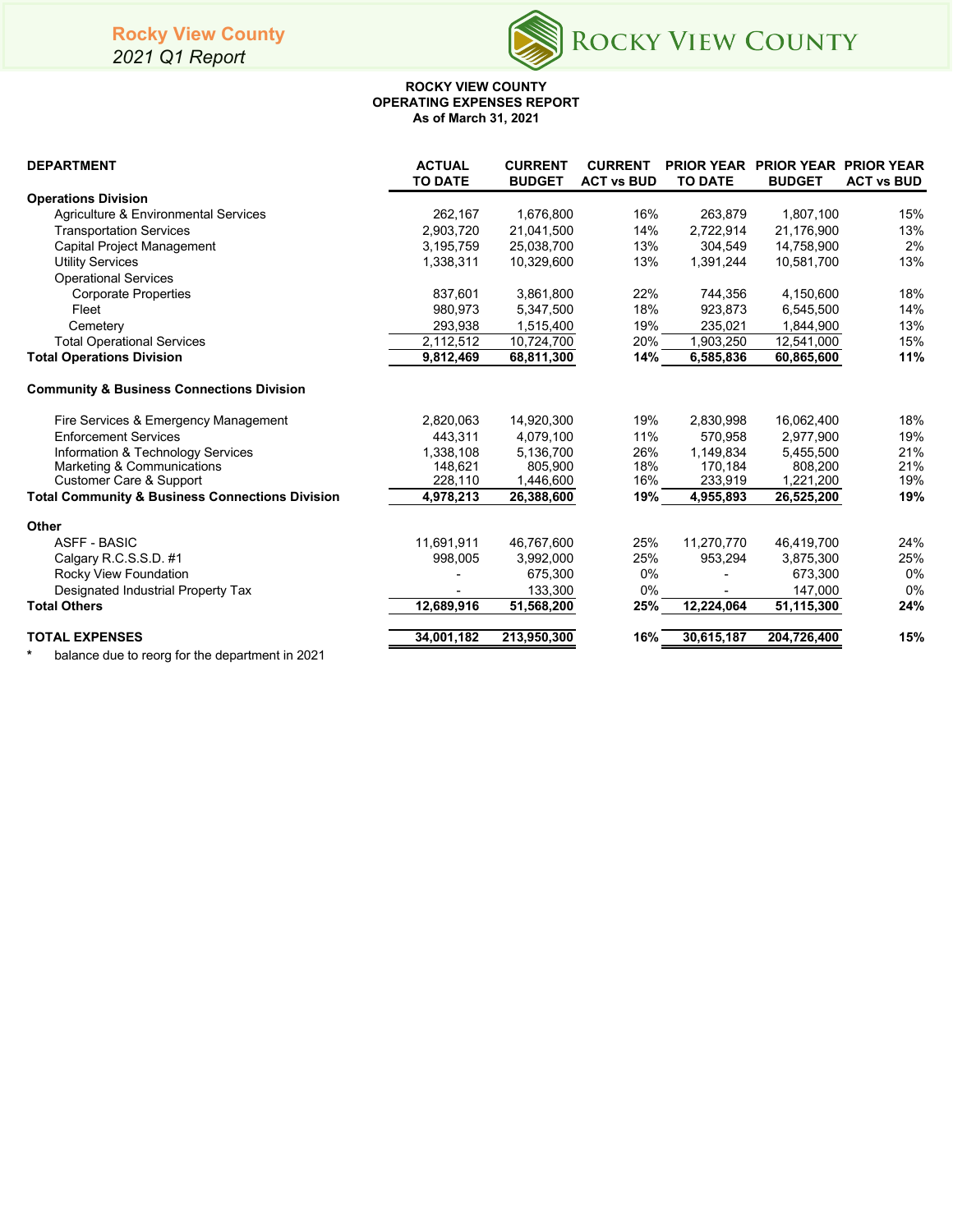Rocky View County
*2021 Q1 Report*

**ROCKY VIEW COUNTY**
**OPERATING EXPENSES REPORT**
**As of March 31, 2021**

| DEPARTMENT | ACTUAL TO DATE | CURRENT BUDGET | CURRENT ACT vs BUD | PRIOR YEAR TO DATE | PRIOR YEAR BUDGET | PRIOR YEAR ACT vs BUD |
|---|---|---|---|---|---|---|
| **Operations Division** | | | | | | |
| Agriculture & Environmental Services | 262,167 | 1,676,800 | 16% | 263,879 | 1,807,100 | 15% |
| Transportation Services | 2,903,720 | 21,041,500 | 14% | 2,722,914 | 21,176,900 | 13% |
| Capital Project Management | 3,195,759 | 25,038,700 | 13% | 304,549 | 14,758,900 | 2% |
| Utility Services | 1,338,311 | 10,329,600 | 13% | 1,391,244 | 10,581,700 | 13% |
| Operational Services | | | | | | |
| Corporate Properties | 837,601 | 3,861,800 | 22% | 744,356 | 4,150,600 | 18% |
| Fleet | 980,973 | 5,347,500 | 18% | 923,873 | 6,545,500 | 14% |
| Cemetery | 293,938 | 1,515,400 | 19% | 235,021 | 1,844,900 | 13% |
| Total Operational Services | 2,112,512 | 10,724,700 | 20% | 1,903,250 | 12,541,000 | 15% |
| **Total Operations Division** | **9,812,469** | **68,811,300** | **14%** | **6,585,836** | **60,865,600** | **11%** |
| **Community & Business Connections Division** | | | | | | |
| Fire Services & Emergency Management | 2,820,063 | 14,920,300 | 19% | 2,830,998 | 16,062,400 | 18% |
| Enforcement Services | 443,311 | 4,079,100 | 11% | 570,958 | 2,977,900 | 19% |
| Information & Technology Services | 1,338,108 | 5,136,700 | 26% | 1,149,834 | 5,455,500 | 21% |
| Marketing & Communications | 148,621 | 805,900 | 18% | 170,184 | 808,200 | 21% |
| Customer Care & Support | 228,110 | 1,446,600 | 16% | 233,919 | 1,221,200 | 19% |
| **Total Community & Business Connections Division** | **4,978,213** | **26,388,600** | **19%** | **4,955,893** | **26,525,200** | **19%** |
| **Other** | | | | | | |
| ASFF - BASIC | 11,691,911 | 46,767,600 | 25% | 11,270,770 | 46,419,700 | 24% |
| Calgary R.C.S.S.D. #1 | 998,005 | 3,992,000 | 25% | 953,294 | 3,875,300 | 25% |
| Rocky View Foundation | - | 675,300 | 0% | - | 673,300 | 0% |
| Designated Industrial Property Tax | - | 133,300 | 0% | - | 147,000 | 0% |
| **Total Others** | **12,689,916** | **51,568,200** | **25%** | **12,224,064** | **51,115,300** | **24%** |
| **TOTAL EXPENSES** | **34,001,182** | **213,950,300** | **16%** | **30,615,187** | **204,726,400** | **15%** |

\* balance due to reorg for the department in 2021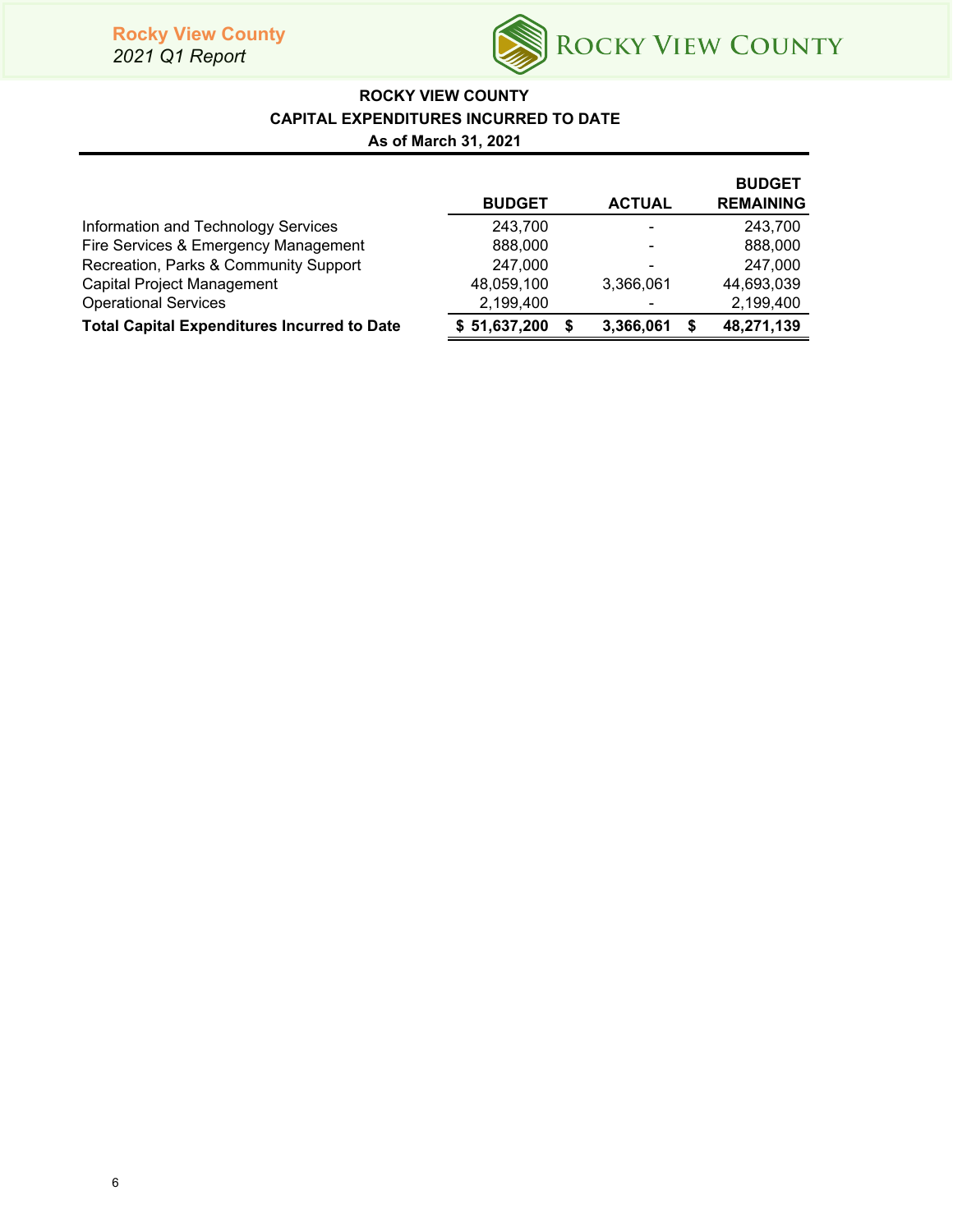**ROCKY VIEW COUNTY**
**CAPITAL EXPENDITURES INCURRED TO DATE**
**As of March 31, 2021**

| | BUDGET | ACTUAL | BUDGET REMAINING |
|---|---|---|---|
| Information and Technology Services | 243,700 | - | 243,700 |
| Fire Services & Emergency Management | 888,000 | - | 888,000 |
| Recreation, Parks & Community Support | 247,000 | - | 247,000 |
| Capital Project Management | 48,059,100 | 3,366,061 | 44,693,039 |
| Operational Services | 2,199,400 | - | 2,199,400 |
| **Total Capital Expenditures Incurred to Date** | **$ 51,637,200** | **$ 3,366,061** | **$ 48,271,139** |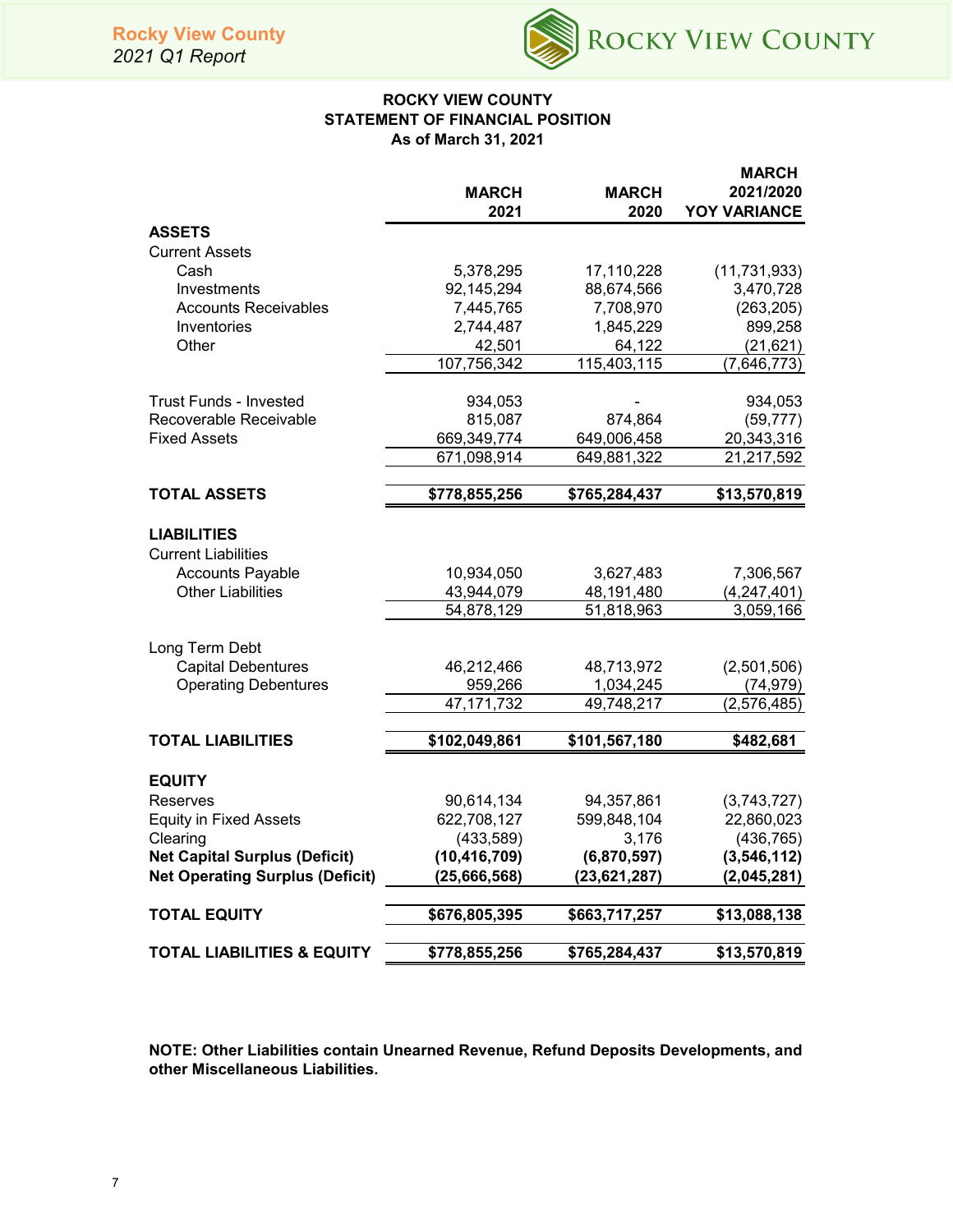# ROCKY VIEW COUNTY
## STATEMENT OF FINANCIAL POSITION
### As of March 31, 2021

| | MARCH 2021 | MARCH 2020 | MARCH 2021/2020 YOY VARIANCE |
|---|---|---|---|
| **ASSETS** | | | |
| Current Assets | | | |
| Cash | 5,378,295 | 17,110,228 | (11,731,933) |
| Investments | 92,145,294 | 88,674,566 | 3,470,728 |
| Accounts Receivables | 7,445,765 | 7,708,970 | (263,205) |
| Inventories | 2,744,487 | 1,845,229 | 899,258 |
| Other | 42,501 | 64,122 | (21,621) |
| | 107,756,342 | 115,403,115 | (7,646,773) |
| Trust Funds - Invested | 934,053 | - | 934,053 |
| Recoverable Receivable | 815,087 | 874,864 | (59,777) |
| Fixed Assets | 669,349,774 | 649,006,458 | 20,343,316 |
| | 671,098,914 | 649,881,322 | 21,217,592 |
| **TOTAL ASSETS** | **$778,855,256** | **$765,284,437** | **$13,570,819** |
| **LIABILITIES** | | | |
| Current Liabilities | | | |
| Accounts Payable | 10,934,050 | 3,627,483 | 7,306,567 |
| Other Liabilities | 43,944,079 | 48,191,480 | (4,247,401) |
| | 54,878,129 | 51,818,963 | 3,059,166 |
| Long Term Debt | | | |
| Capital Debentures | 46,212,466 | 48,713,972 | (2,501,506) |
| Operating Debentures | 959,266 | 1,034,245 | (74,979) |
| | 47,171,732 | 49,748,217 | (2,576,485) |
| **TOTAL LIABILITIES** | **$102,049,861** | **$101,567,180** | **$482,681** |
| **EQUITY** | | | |
| Reserves | 90,614,134 | 94,357,861 | (3,743,727) |
| Equity in Fixed Assets | 622,708,127 | 599,848,104 | 22,860,023 |
| Clearing | (433,589) | 3,176 | (436,765) |
| **Net Capital Surplus (Deficit)** | **(10,416,709)** | **(6,870,597)** | **(3,546,112)** |
| **Net Operating Surplus (Deficit)** | **(25,666,568)** | **(23,621,287)** | **(2,045,281)** |
| **TOTAL EQUITY** | **$676,805,395** | **$663,717,257** | **$13,088,138** |
| **TOTAL LIABILITIES & EQUITY** | **$778,855,256** | **$765,284,437** | **$13,570,819** |

**NOTE: Other Liabilities contain Unearned Revenue, Refund Deposits Developments, and other Miscellaneous Liabilities.**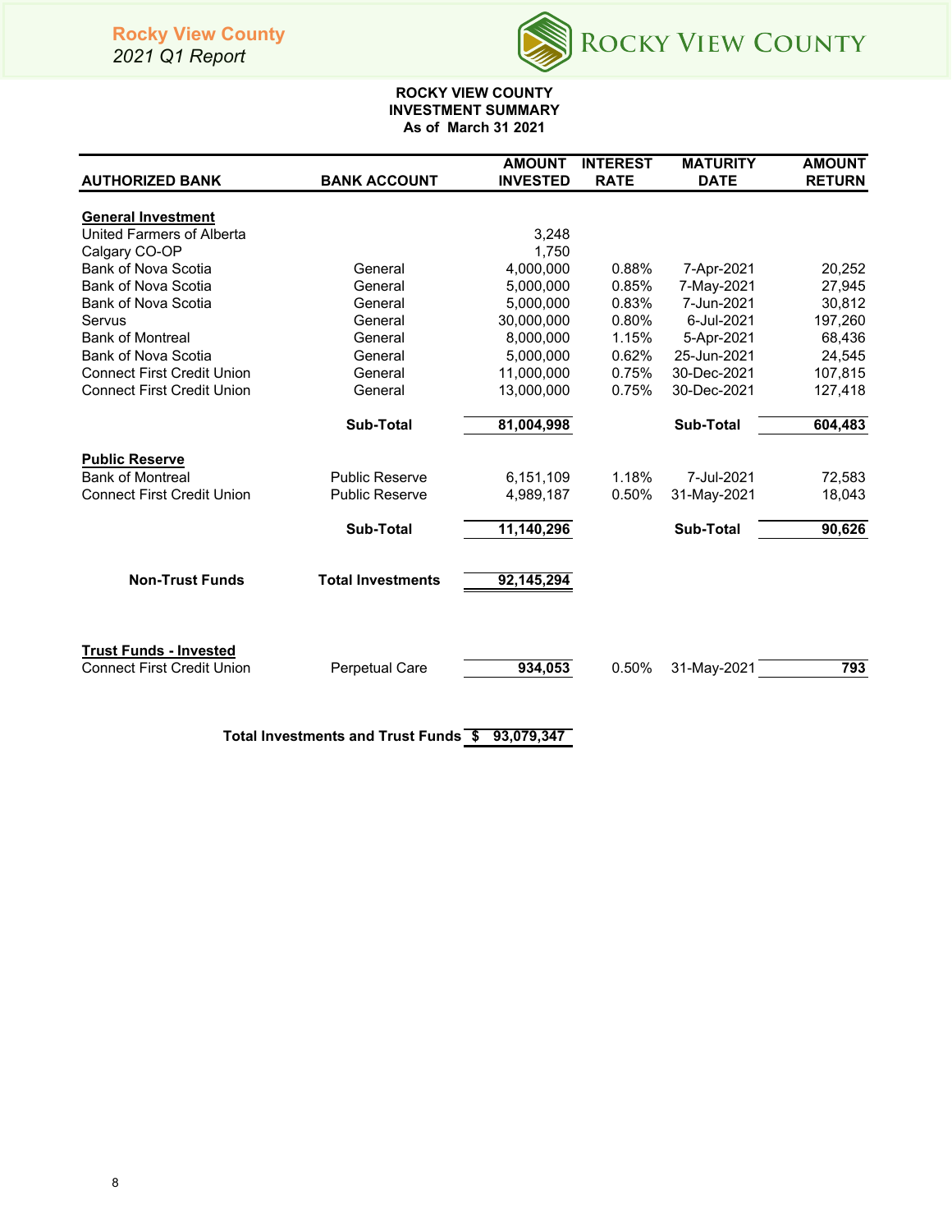**ROCKY VIEW COUNTY**
**INVESTMENT SUMMARY**
**As of March 31 2021**

| AUTHORIZED BANK | BANK ACCOUNT | AMOUNT INVESTED | INTEREST RATE | MATURITY DATE | AMOUNT RETURN |
|---|---|---|---|---|---|
| **General Investment** | | | | | |
| United Farmers of Alberta | | 3,248 | | | |
| Calgary CO-OP | | 1,750 | | | |
| Bank of Nova Scotia | General | 4,000,000 | 0.88% | 7-Apr-2021 | 20,252 |
| Bank of Nova Scotia | General | 5,000,000 | 0.85% | 7-May-2021 | 27,945 |
| Bank of Nova Scotia | General | 5,000,000 | 0.83% | 7-Jun-2021 | 30,812 |
| Servus | General | 30,000,000 | 0.80% | 6-Jul-2021 | 197,260 |
| Bank of Montreal | General | 8,000,000 | 1.15% | 5-Apr-2021 | 68,436 |
| Bank of Nova Scotia | General | 5,000,000 | 0.62% | 25-Jun-2021 | 24,545 |
| Connect First Credit Union | General | 11,000,000 | 0.75% | 30-Dec-2021 | 107,815 |
| Connect First Credit Union | General | 13,000,000 | 0.75% | 30-Dec-2021 | 127,418 |
| | **Sub-Total** | **81,004,998** | | **Sub-Total** | **604,483** |
| **Public Reserve** | | | | | |
| Bank of Montreal | Public Reserve | 6,151,109 | 1.18% | 7-Jul-2021 | 72,583 |
| Connect First Credit Union | Public Reserve | 4,989,187 | 0.50% | 31-May-2021 | 18,043 |
| | **Sub-Total** | **11,140,296** | | **Sub-Total** | **90,626** |
| **Non-Trust Funds** | **Total Investments** | **92,145,294** | | | |
| **Trust Funds - Invested** | | | | | |
| Connect First Credit Union | Perpetual Care | **934,053** | 0.50% | 31-May-2021 | **793** |
| | **Total Investments and Trust Funds** | **$ 93,079,347** | | | |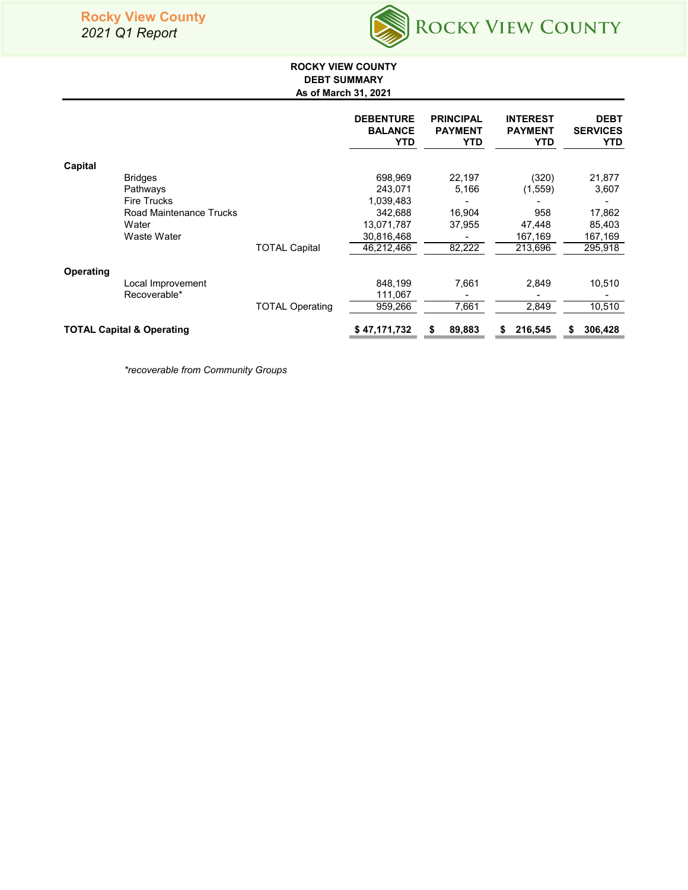**ROCKY VIEW COUNTY**
**DEBT SUMMARY**
**As of March 31, 2021**

| | | | DEBENTURE BALANCE YTD | PRINCIPAL PAYMENT YTD | INTEREST PAYMENT YTD | DEBT SERVICES YTD |
|---|---|---|---|---|---|---|
| **Capital** | | | | | | |
| | Bridges | | 698,969 | 22,197 | (320) | 21,877 |
| | Pathways | | 243,071 | 5,166 | (1,559) | 3,607 |
| | Fire Trucks | | 1,039,483 | - | - | - |
| | Road Maintenance Trucks | | 342,688 | 16,904 | 958 | 17,862 |
| | Water | | 13,071,787 | 37,955 | 47,448 | 85,403 |
| | Waste Water | | 30,816,468 | - | 167,169 | 167,169 |
| | | TOTAL Capital | 46,212,466 | 82,222 | 213,696 | 295,918 |
| **Operating** | | | | | | |
| | Local Improvement | | 848,199 | 7,661 | 2,849 | 10,510 |
| | Recoverable* | | 111,067 | - | - | - |
| | | TOTAL Operating | 959,266 | 7,661 | 2,849 | 10,510 |
| **TOTAL Capital & Operating** | | | **$ 47,171,732** | **$ 89,883** | **$ 216,545** | **$ 306,428** |

*\*recoverable from Community Groups*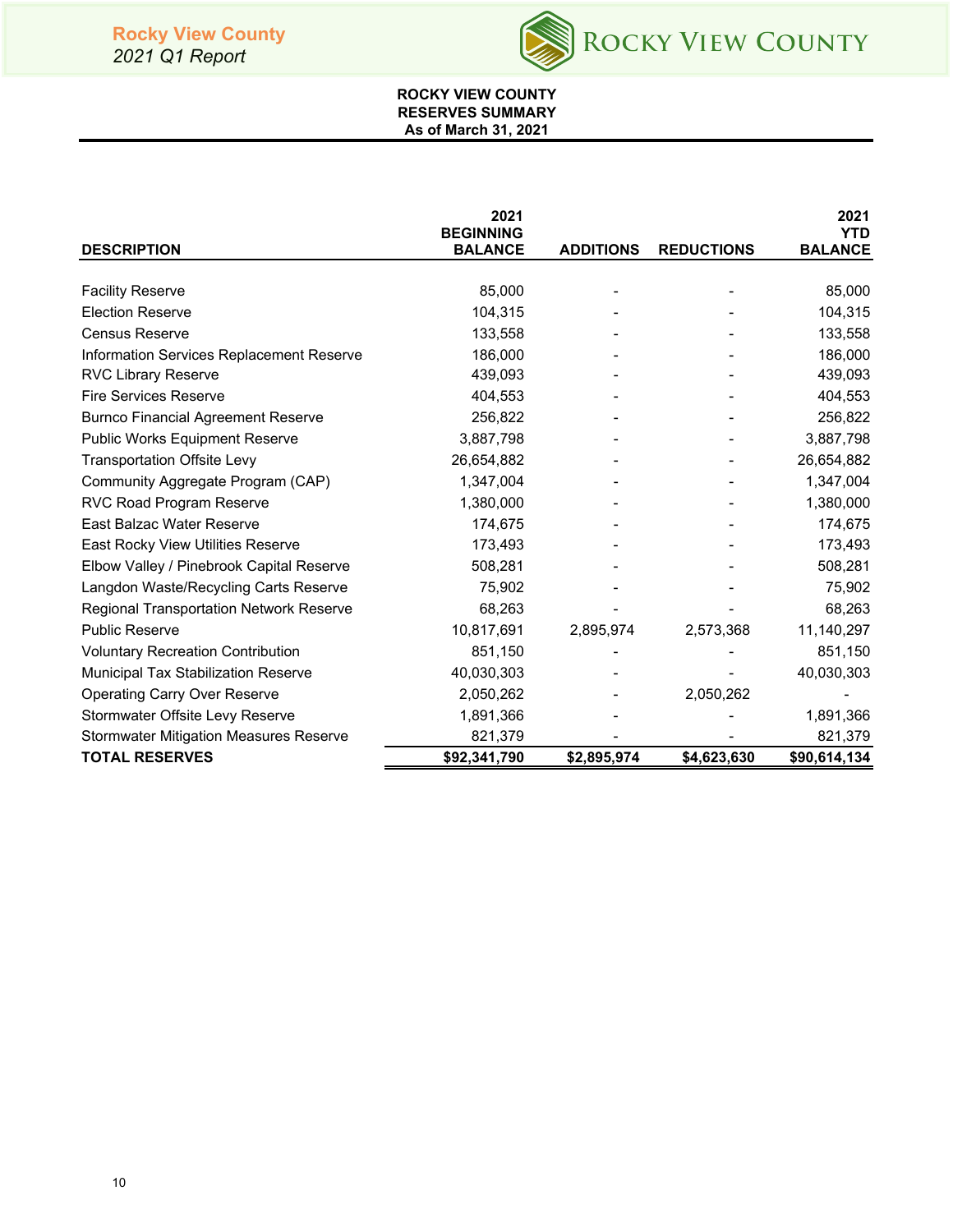**ROCKY VIEW COUNTY**
**RESERVES SUMMARY**
**As of March 31, 2021**

| DESCRIPTION | 2021 BEGINNING BALANCE | ADDITIONS | REDUCTIONS | 2021 YTD BALANCE |
|---|---|---|---|---|
| Facility Reserve | 85,000 | - | - | 85,000 |
| Election Reserve | 104,315 | - | - | 104,315 |
| Census Reserve | 133,558 | - | - | 133,558 |
| Information Services Replacement Reserve | 186,000 | - | - | 186,000 |
| RVC Library Reserve | 439,093 | - | - | 439,093 |
| Fire Services Reserve | 404,553 | - | - | 404,553 |
| Burnco Financial Agreement Reserve | 256,822 | - | - | 256,822 |
| Public Works Equipment Reserve | 3,887,798 | - | - | 3,887,798 |
| Transportation Offsite Levy | 26,654,882 | - | - | 26,654,882 |
| Community Aggregate Program (CAP) | 1,347,004 | - | - | 1,347,004 |
| RVC Road Program Reserve | 1,380,000 | - | - | 1,380,000 |
| East Balzac Water Reserve | 174,675 | - | - | 174,675 |
| East Rocky View Utilities Reserve | 173,493 | - | - | 173,493 |
| Elbow Valley / Pinebrook Capital Reserve | 508,281 | - | - | 508,281 |
| Langdon Waste/Recycling Carts Reserve | 75,902 | - | - | 75,902 |
| Regional Transportation Network Reserve | 68,263 | - | - | 68,263 |
| Public Reserve | 10,817,691 | 2,895,974 | 2,573,368 | 11,140,297 |
| Voluntary Recreation Contribution | 851,150 | - | - | 851,150 |
| Municipal Tax Stabilization Reserve | 40,030,303 | - | - | 40,030,303 |
| Operating Carry Over Reserve | 2,050,262 | - | 2,050,262 | - |
| Stormwater Offsite Levy Reserve | 1,891,366 | - | - | 1,891,366 |
| Stormwater Mitigation Measures Reserve | 821,379 | - | - | 821,379 |
| **TOTAL RESERVES** | **$92,341,790** | **$2,895,974** | **$4,623,630** | **$90,614,134** |